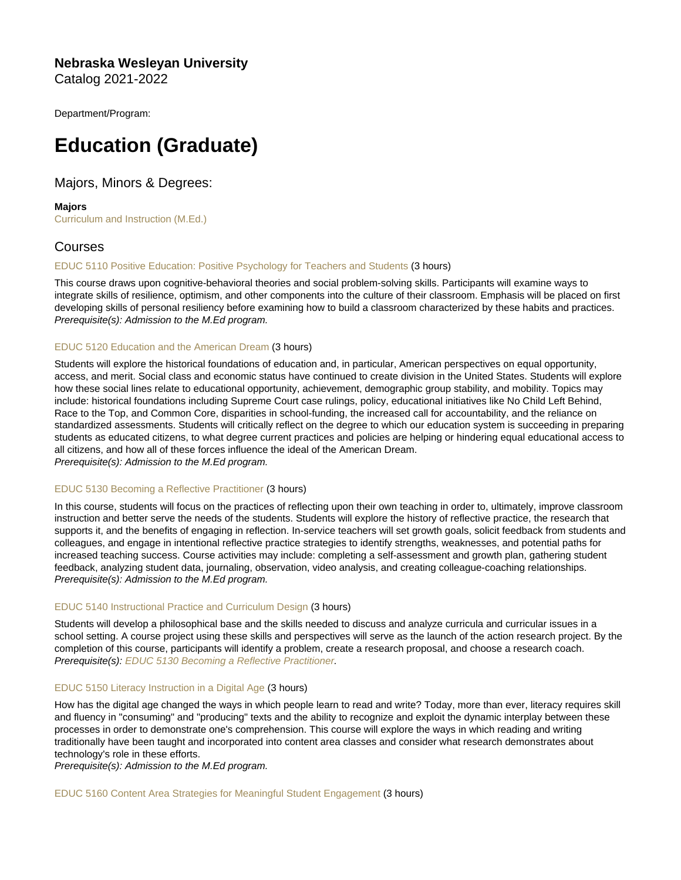**Nebraska Wesleyan University**
Catalog 2021-2022

Department/Program:

# Education (Graduate)

## Majors, Minors & Degrees:

**Majors**
Curriculum and Instruction (M.Ed.)

## Courses

### EDUC 5110 Positive Education: Positive Psychology for Teachers and Students (3 hours)

This course draws upon cognitive-behavioral theories and social problem-solving skills. Participants will examine ways to integrate skills of resilience, optimism, and other components into the culture of their classroom. Emphasis will be placed on first developing skills of personal resiliency before examining how to build a classroom characterized by these habits and practices.
*Prerequisite(s): Admission to the M.Ed program.*

### EDUC 5120 Education and the American Dream (3 hours)

Students will explore the historical foundations of education and, in particular, American perspectives on equal opportunity, access, and merit. Social class and economic status have continued to create division in the United States. Students will explore how these social lines relate to educational opportunity, achievement, demographic group stability, and mobility. Topics may include: historical foundations including Supreme Court case rulings, policy, educational initiatives like No Child Left Behind, Race to the Top, and Common Core, disparities in school-funding, the increased call for accountability, and the reliance on standardized assessments. Students will critically reflect on the degree to which our education system is succeeding in preparing students as educated citizens, to what degree current practices and policies are helping or hindering equal educational access to all citizens, and how all of these forces influence the ideal of the American Dream.
*Prerequisite(s): Admission to the M.Ed program.*

### EDUC 5130 Becoming a Reflective Practitioner (3 hours)

In this course, students will focus on the practices of reflecting upon their own teaching in order to, ultimately, improve classroom instruction and better serve the needs of the students. Students will explore the history of reflective practice, the research that supports it, and the benefits of engaging in reflection. In-service teachers will set growth goals, solicit feedback from students and colleagues, and engage in intentional reflective practice strategies to identify strengths, weaknesses, and potential paths for increased teaching success. Course activities may include: completing a self-assessment and growth plan, gathering student feedback, analyzing student data, journaling, observation, video analysis, and creating colleague-coaching relationships.
*Prerequisite(s): Admission to the M.Ed program.*

### EDUC 5140 Instructional Practice and Curriculum Design (3 hours)

Students will develop a philosophical base and the skills needed to discuss and analyze curricula and curricular issues in a school setting. A course project using these skills and perspectives will serve as the launch of the action research project. By the completion of this course, participants will identify a problem, create a research proposal, and choose a research coach.
*Prerequisite(s): EDUC 5130 Becoming a Reflective Practitioner.*

### EDUC 5150 Literacy Instruction in a Digital Age (3 hours)

How has the digital age changed the ways in which people learn to read and write? Today, more than ever, literacy requires skill and fluency in "consuming" and "producing" texts and the ability to recognize and exploit the dynamic interplay between these processes in order to demonstrate one's comprehension. This course will explore the ways in which reading and writing traditionally have been taught and incorporated into content area classes and consider what research demonstrates about technology's role in these efforts.
*Prerequisite(s): Admission to the M.Ed program.*

### EDUC 5160 Content Area Strategies for Meaningful Student Engagement (3 hours)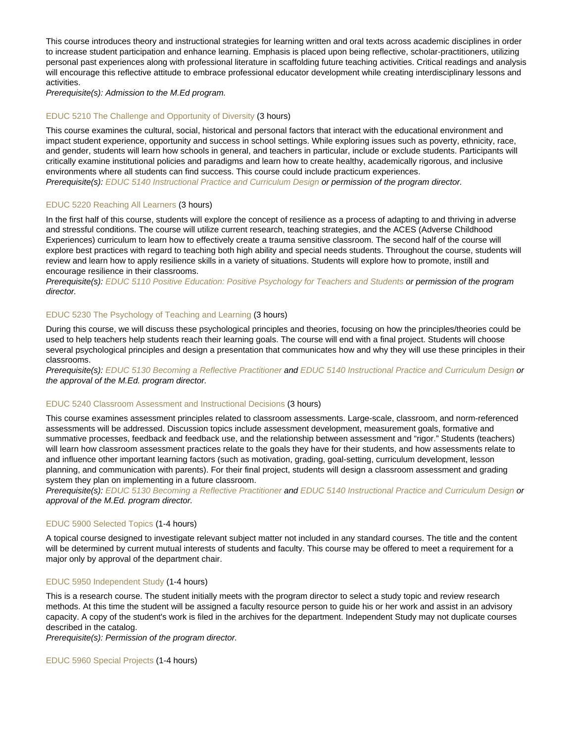This course introduces theory and instructional strategies for learning written and oral texts across academic disciplines in order to increase student participation and enhance learning. Emphasis is placed upon being reflective, scholar-practitioners, utilizing personal past experiences along with professional literature in scaffolding future teaching activities. Critical readings and analysis will encourage this reflective attitude to embrace professional educator development while creating interdisciplinary lessons and activities.

*Prerequisite(s): Admission to the M.Ed program.*

### EDUC 5210 The Challenge and Opportunity of Diversity (3 hours)

This course examines the cultural, social, historical and personal factors that interact with the educational environment and impact student experience, opportunity and success in school settings. While exploring issues such as poverty, ethnicity, race, and gender, students will learn how schools in general, and teachers in particular, include or exclude students. Participants will critically examine institutional policies and paradigms and learn how to create healthy, academically rigorous, and inclusive environments where all students can find success. This course could include practicum experiences.

*Prerequisite(s): EDUC 5140 Instructional Practice and Curriculum Design or permission of the program director.*

### EDUC 5220 Reaching All Learners (3 hours)

In the first half of this course, students will explore the concept of resilience as a process of adapting to and thriving in adverse and stressful conditions. The course will utilize current research, teaching strategies, and the ACES (Adverse Childhood Experiences) curriculum to learn how to effectively create a trauma sensitive classroom. The second half of the course will explore best practices with regard to teaching both high ability and special needs students. Throughout the course, students will review and learn how to apply resilience skills in a variety of situations. Students will explore how to promote, instill and encourage resilience in their classrooms.

*Prerequisite(s): EDUC 5110 Positive Education: Positive Psychology for Teachers and Students or permission of the program director.*

### EDUC 5230 The Psychology of Teaching and Learning (3 hours)

During this course, we will discuss these psychological principles and theories, focusing on how the principles/theories could be used to help teachers help students reach their learning goals. The course will end with a final project. Students will choose several psychological principles and design a presentation that communicates how and why they will use these principles in their classrooms.

*Prerequisite(s): EDUC 5130 Becoming a Reflective Practitioner and EDUC 5140 Instructional Practice and Curriculum Design or the approval of the M.Ed. program director.*

### EDUC 5240 Classroom Assessment and Instructional Decisions (3 hours)

This course examines assessment principles related to classroom assessments. Large-scale, classroom, and norm-referenced assessments will be addressed. Discussion topics include assessment development, measurement goals, formative and summative processes, feedback and feedback use, and the relationship between assessment and "rigor." Students (teachers) will learn how classroom assessment practices relate to the goals they have for their students, and how assessments relate to and influence other important learning factors (such as motivation, grading, goal-setting, curriculum development, lesson planning, and communication with parents). For their final project, students will design a classroom assessment and grading system they plan on implementing in a future classroom.

*Prerequisite(s): EDUC 5130 Becoming a Reflective Practitioner and EDUC 5140 Instructional Practice and Curriculum Design or approval of the M.Ed. program director.*

### EDUC 5900 Selected Topics (1-4 hours)

A topical course designed to investigate relevant subject matter not included in any standard courses. The title and the content will be determined by current mutual interests of students and faculty. This course may be offered to meet a requirement for a major only by approval of the department chair.

### EDUC 5950 Independent Study (1-4 hours)

This is a research course. The student initially meets with the program director to select a study topic and review research methods. At this time the student will be assigned a faculty resource person to guide his or her work and assist in an advisory capacity. A copy of the student's work is filed in the archives for the department. Independent Study may not duplicate courses described in the catalog.

*Prerequisite(s): Permission of the program director.*

### EDUC 5960 Special Projects (1-4 hours)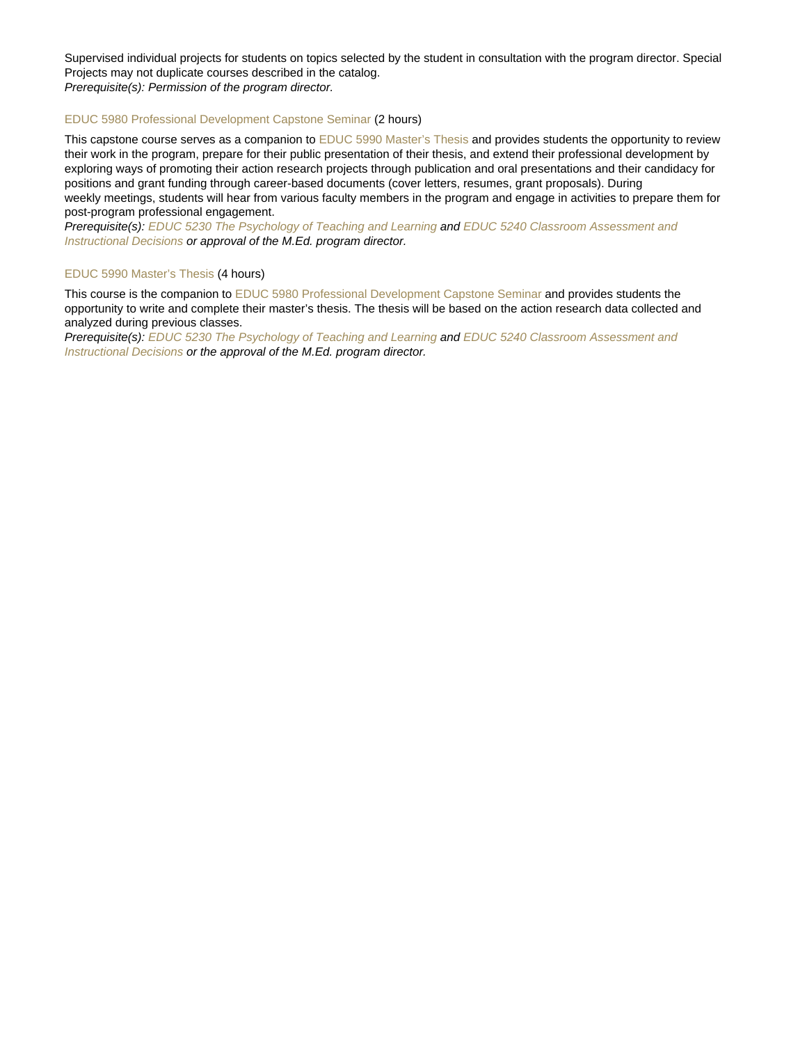Supervised individual projects for students on topics selected by the student in consultation with the program director. Special Projects may not duplicate courses described in the catalog.
*Prerequisite(s): Permission of the program director.*

### EDUC 5980 Professional Development Capstone Seminar (2 hours)

This capstone course serves as a companion to EDUC 5990 Master's Thesis and provides students the opportunity to review their work in the program, prepare for their public presentation of their thesis, and extend their professional development by exploring ways of promoting their action research projects through publication and oral presentations and their candidacy for positions and grant funding through career-based documents (cover letters, resumes, grant proposals). During weekly meetings, students will hear from various faculty members in the program and engage in activities to prepare them for post-program professional engagement.
*Prerequisite(s): EDUC 5230 The Psychology of Teaching and Learning and EDUC 5240 Classroom Assessment and Instructional Decisions or approval of the M.Ed. program director.*

### EDUC 5990 Master's Thesis (4 hours)

This course is the companion to EDUC 5980 Professional Development Capstone Seminar and provides students the opportunity to write and complete their master's thesis. The thesis will be based on the action research data collected and analyzed during previous classes.
*Prerequisite(s): EDUC 5230 The Psychology of Teaching and Learning and EDUC 5240 Classroom Assessment and Instructional Decisions or the approval of the M.Ed. program director.*